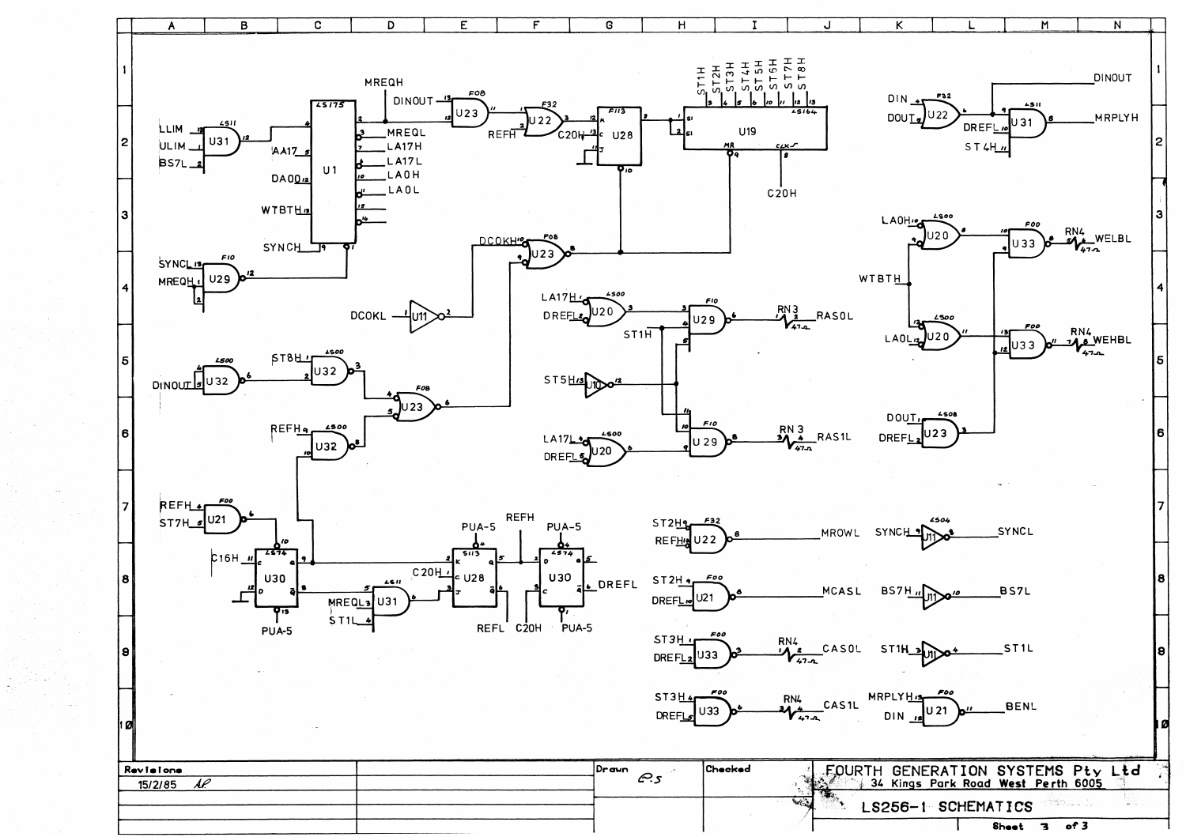| Revisions | | Drawn | Checked | FOURTH GENERATION SYSTEMS Pty Ltd |
| --- | --- | --- | --- | --- |
| 15/2/85 | | | | 34 Kings Park Road West Perth 6005 |
| | | | | LS256-1 SCHEMATICS |
| | | | | Sheet 3 of 3 |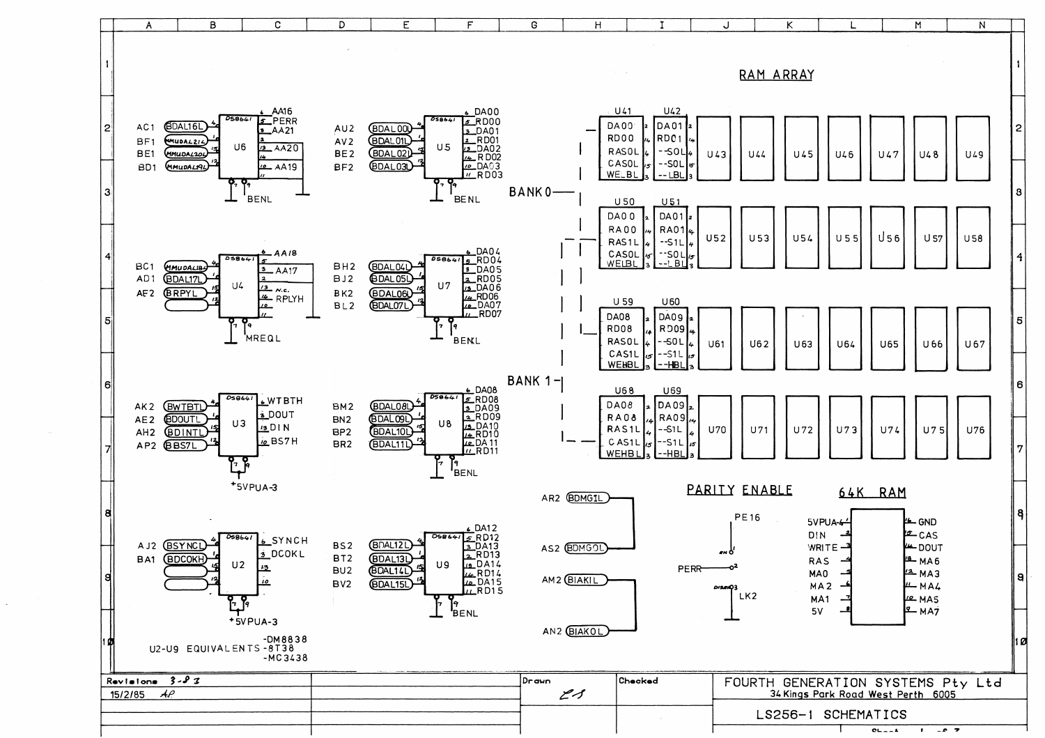## RAM ARRAY

BANK 0

| U41 | U42 | | | | | | | |
|---|---|---|---|---|---|---|---|---|
| DA00 | DA01 | U43 | U44 | U45 | U46 | U47 | U48 | U49 |
| RD00 | RD01 | | | | | | | |
| RAS0L | --S0L | | | | | | | |
| CAS0L | --S0L | | | | | | | |
| WELBL | --LBL | | | | | | | |

| U50 | U51 | | | | | | | |
|---|---|---|---|---|---|---|---|---|
| DA00 | DA01 | U52 | U53 | U54 | U55 | U56 | U57 | U58 |
| RA00 | RA01 | | | | | | | |
| RAS1L | --S1L | | | | | | | |
| CAS0L | --S0L | | | | | | | |
| WELBL | --LBL | | | | | | | |

BANK 1

| U59 | U60 | | | | | | | |
|---|---|---|---|---|---|---|---|---|
| DA08 | DA09 | U61 | U62 | U63 | U64 | U65 | U66 | U67 |
| RD08 | RD09 | | | | | | | |
| RAS0L | --S0L | | | | | | | |
| CAS1L | --S1L | | | | | | | |
| WEHBL | --HBL | | | | | | | |

| U68 | U69 | | | | | | | |
|---|---|---|---|---|---|---|---|---|
| DA08 | DA09 | U70 | U71 | U72 | U73 | U74 | U75 | U76 |
| RA08 | RA09 | | | | | | | |
| RAS1L | --S1L | | | | | | | |
| CAS1L | --S1L | | | | | | | |
| WEHBL | --HBL | | | | | | | |

### Bus Transceivers (DS8641)

**U6:** AC1 BDAL16L, BF1 MMUDAL21L, BE1 MMUDAL20L, BD1 MMUDAL19L — AA16, PERR, AA21, AA20, AA19 — BENL

**U4:** BC1 MMUDAL18L, AD1 BDAL17L, AF2 BRPYL — AA18, AA17, N.C., RPLYH — MREQL

**U3:** AK2 BWTBTL, AE2 BDOUTL, AH2 BDINTL, AP2 BBS7L — WTBTH, DOUT, DIN, BS7H — +5VPUA-3

**U2:** AJ2 BSYNCL, BA1 BDCOKH — SYNCH, DCOKL — +5VPUA-3

**U5:** AU2 BDAL00L, AV2 BDAL01L, BE2 BDAL02L, BF2 BDAL03L — DA00, RD00, DA01, RD01, DA02, RD02, DA03, RD03 — BENL

**U7:** BH2 BDAL04L, BJ2 BDAL05L, BK2 BDAL06L, BL2 BDAL07L — DA04, RD04, DA05, RD05, DA06, RD06, DA07, RD07 — BENL

**U8:** BM2 BDAL08L, BN2 BDAL09L, BP2 BDAL10L, BR2 BDAL11L — DA08, RD08, DA09, RD09, DA10, RD10, DA11, RD11 — BENL

**U9:** BS2 BDAL12L, BT2 BDAL13L, BU2 BDAL14L, BV2 BDAL15L — DA12, RD12, DA13, RD13, DA14, RD14, DA15, RD15 — BENL

U2-U9 EQUIVALENTS -DM8838 -8T38 -MC3438

AR2 BDMGIL — AS2 BDMGOL

AM2 BIAKIL — AN2 BIAKOL

### PARITY ENABLE

PE16, PERR, EN, DISEN, LK2

### 64K RAM

| Pin | Signal | Pin | Signal |
|---|---|---|---|
| 1 | 5VPUA-4 | 16 | GND |
| 2 | DIN | 15 | CAS |
| 3 | WRITE | 14 | DOUT |
| 4 | RAS | 13 | MA6 |
| 5 | MA0 | 12 | MA3 |
| 6 | MA2 | 11 | MA4 |
| 7 | MA1 | 10 | MA5 |
| 8 | 5V | 9 | MA7 |

| Revisions 3-83 | Drawn | Checked | FOURTH GENERATION SYSTEMS Pty Ltd, 34 Kings Park Road West Perth 6005 |
|---|---|---|---|
| 15/2/85 AP | | | LS256-1 SCHEMATICS |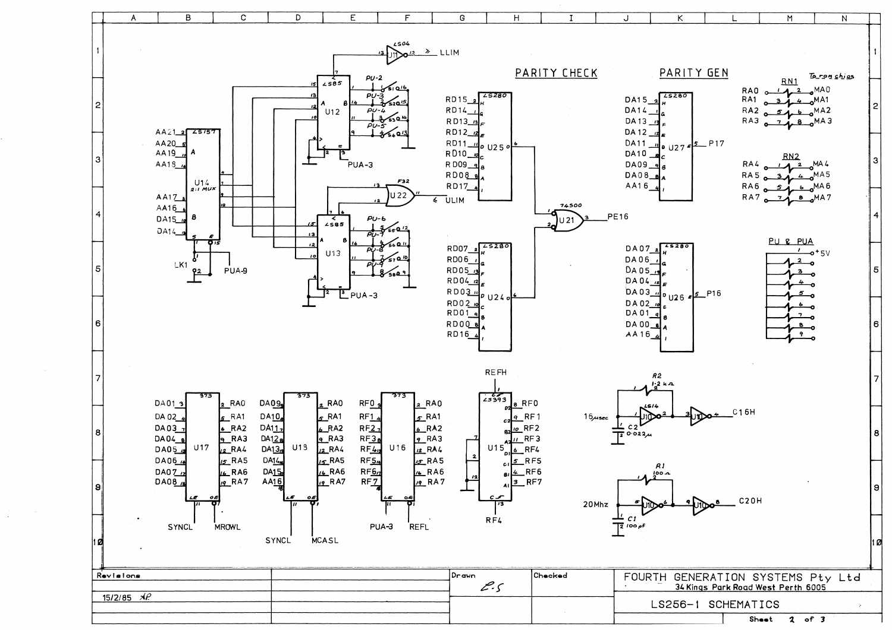PARITY CHECK

PARITY GEN

To ram chips

RN1

RA0 — 1 — 2 — MA0
RA1 — 3 — 4 — MA1
RA2 — 5 — 6 — MA2
RA3 — 7 — 8 — MA3

RN2

RA4 — 1 — 2 — MA4
RA5 — 3 — 4 — MA5
RA6 — 5 — 6 — MA6
RA7 — 7 — 8 — MA7

PU & PUA

+5V

LS04 U11 — LLIM

LS85 U12

PU-2, PU-3, PU-4, PU-5

PUA-3

LS157 U14 2:1 MUX

AA21, AA20, AA19, AA18, AA17, AA16, DA15, DA14

LK1

PUA-9

F32 U22 — ULIM

LS85 U13

PU-6, PU-7, PU-8, PU-9

PUA-3

LS280 U25

RD15, RD14, RD13, RD12, RD11, RD10, RD09, RD08, RD17

LS280 U24

RD07, RD06, RD05, RD04, RD03, RD02, RD01, RD00, RD16

74S00 U21 — PE16

LS280 U27

DA15, DA14, DA13, DA12, DA11, DA10, DA09, DA08, AA16 — P17

LS280 U26

DA07, DA06, DA05, DA04, DA03, DA02, DA01, DA00, AA16 — P16

373 U17

DA01, DA02, DA03, DA04, DA05, DA06, DA07, DA08 — RA0, RA1, RA2, RA3, RA4, RA5, RA6, RA7

SYNCL, MROWL

373 U18

DA09, DA10, DA11, DA12, DA13, DA14, DA15, AA16 — RA0, RA1, RA2, RA3, RA4, RA5, RA6, RA7

SYNCL, MCASL

373 U16

RF0, RF1, RF2, RF3, RF4, RF5, RF6, RF7 — RA0, RA1, RA2, RA3, RA4, RA5, RA6, RA7

PUA-3, REFL

REFH

LS393 U15

RF0, RF1, RF2, RF3, RF4, RF5, RF6, RF7

RF4

R2 1.2 kΩ

16μsec

LS14 U10 — C16H

C2 0.022μ

R1 100Ω

20Mhz

U10 — C20H

C1 100pF

| Revisions | | Drawn | Checked | FOURTH GENERATION SYSTEMS Pty Ltd 34 Kings Park Road West Perth 6005 |
|---|---|---|---|---|
| 15/2/85 AP | | E.S | | LS256-1 SCHEMATICS |
| | | | | Sheet 2 of 3 |